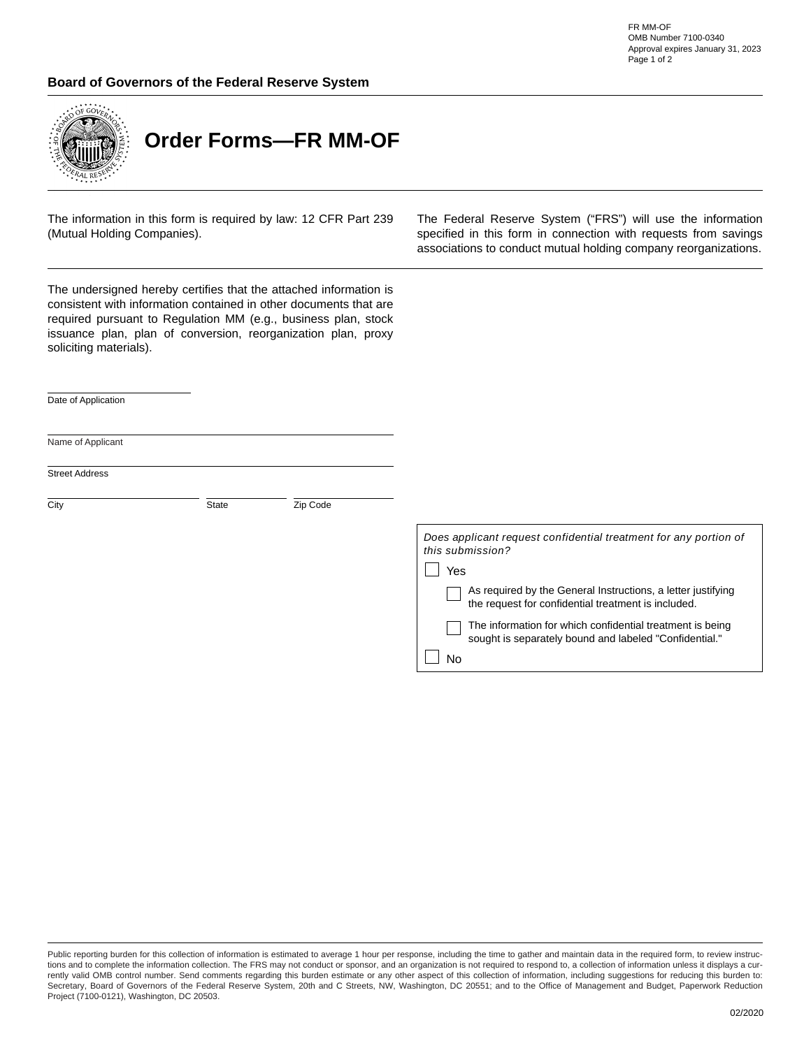FR MM-OF
OMB Number 7100-0340
Approval expires January 31, 2023

**Board of Governors of the Federal Reserve System**

# Order Forms—FR MM-OF

The information in this form is required by law: 12 CFR Part 239 (Mutual Holding Companies).

The Federal Reserve System ("FRS") will use the information specified in this form in connection with requests from savings associations to conduct mutual holding company reorganizations.

The undersigned hereby certifies that the attached information is consistent with information contained in other documents that are required pursuant to Regulation MM (e.g., business plan, stock issuance plan, plan of conversion, reorganization plan, proxy soliciting materials).

\_\_\_\_\_\_\_\_\_\_\_\_\_\_\_\_\_\_\_\_
Date of Application

\_\_\_\_\_\_\_\_\_\_\_\_\_\_\_\_\_\_\_\_
Name of Applicant

\_\_\_\_\_\_\_\_\_\_\_\_\_\_\_\_\_\_\_\_
Street Address

\_\_\_\_\_\_\_\_\_\_ \_\_\_\_\_\_\_\_\_\_ \_\_\_\_\_\_\_\_\_\_
City State Zip Code

*Does applicant request confidential treatment for any portion of this submission?*

- ☐ Yes
  - ☐ As required by the General Instructions, a letter justifying the request for confidential treatment is included.
  - ☐ The information for which confidential treatment is being sought is separately bound and labeled "Confidential."
- ☐ No

Public reporting burden for this collection of information is estimated to average 1 hour per response, including the time to gather and maintain data in the required form, to review instructions and to complete the information collection. The FRS may not conduct or sponsor, and an organization is not required to respond to, a collection of information unless it displays a currently valid OMB control number. Send comments regarding this burden estimate or any other aspect of this collection of information, including suggestions for reducing this burden to: Secretary, Board of Governors of the Federal Reserve System, 20th and C Streets, NW, Washington, DC 20551; and to the Office of Management and Budget, Paperwork Reduction Project (7100-0121), Washington, DC 20503.

02/2020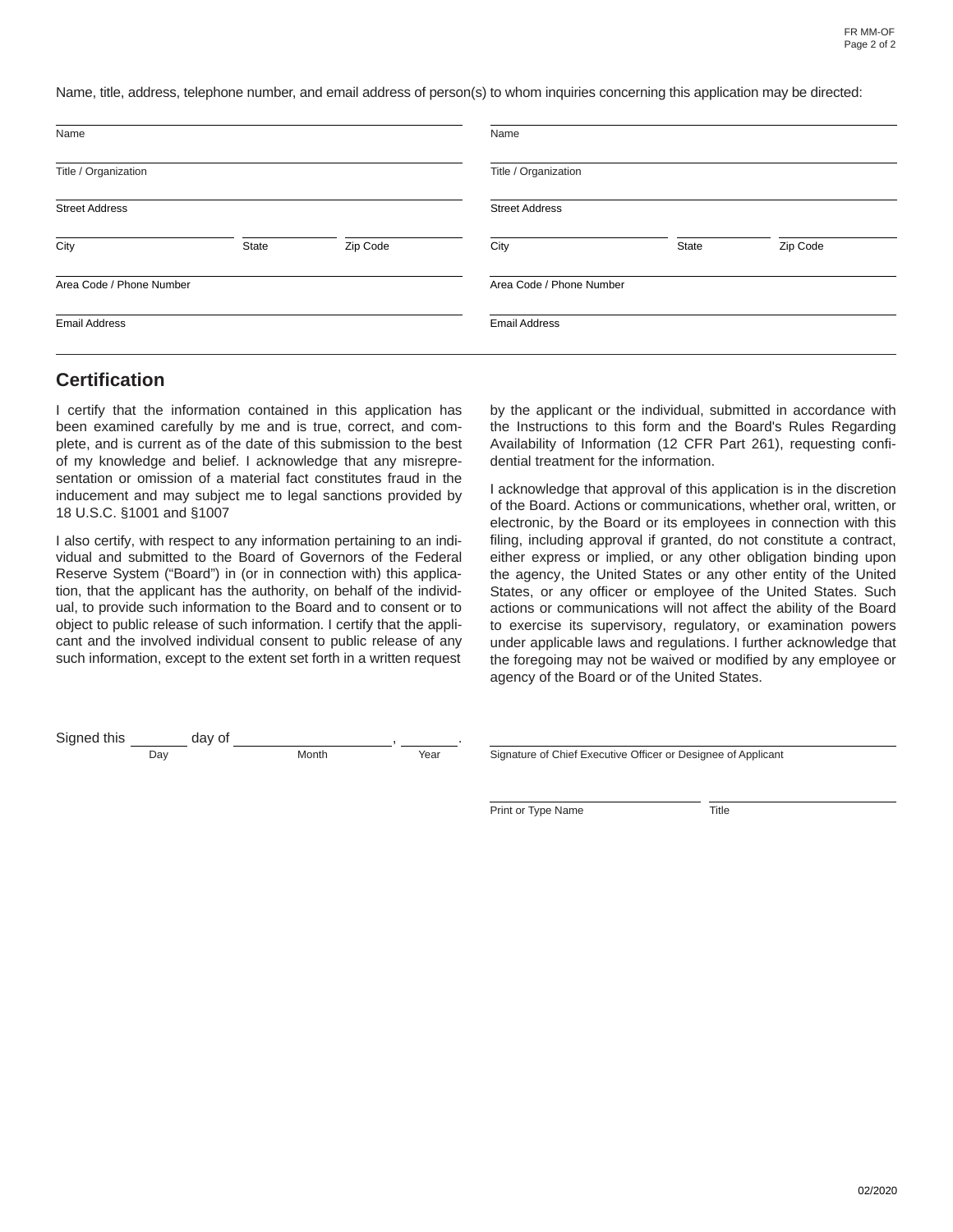Name, title, address, telephone number, and email address of person(s) to whom inquiries concerning this application may be directed:

| | |
|---|---|
| Name | Name |
| Title / Organization | Title / Organization |
| Street Address | Street Address |
| City / State / Zip Code | City / State / Zip Code |
| Area Code / Phone Number | Area Code / Phone Number |
| Email Address | Email Address |

## Certification

I certify that the information contained in this application has been examined carefully by me and is true, correct, and complete, and is current as of the date of this submission to the best of my knowledge and belief. I acknowledge that any misrepresentation or omission of a material fact constitutes fraud in the inducement and may subject me to legal sanctions provided by 18 U.S.C. §1001 and §1007

I also certify, with respect to any information pertaining to an individual and submitted to the Board of Governors of the Federal Reserve System ("Board") in (or in connection with) this application, that the applicant has the authority, on behalf of the individual, to provide such information to the Board and to consent or to object to public release of such information. I certify that the applicant and the involved individual consent to public release of any such information, except to the extent set forth in a written request by the applicant or the individual, submitted in accordance with the Instructions to this form and the Board's Rules Regarding Availability of Information (12 CFR Part 261), requesting confidential treatment for the information.

I acknowledge that approval of this application is in the discretion of the Board. Actions or communications, whether oral, written, or electronic, by the Board or its employees in connection with this filing, including approval if granted, do not constitute a contract, either express or implied, or any other obligation binding upon the agency, the United States or any other entity of the United States, or any officer or employee of the United States. Such actions or communications will not affect the ability of the Board to exercise its supervisory, regulatory, or examination powers under applicable laws and regulations. I further acknowledge that the foregoing may not be waived or modified by any employee or agency of the Board or of the United States.

Signed this ________ day of ____________________, ________.
Day Month Year

______________________________
Signature of Chief Executive Officer or Designee of Applicant

______________________________ ______________________________
Print or Type Name Title

02/2020